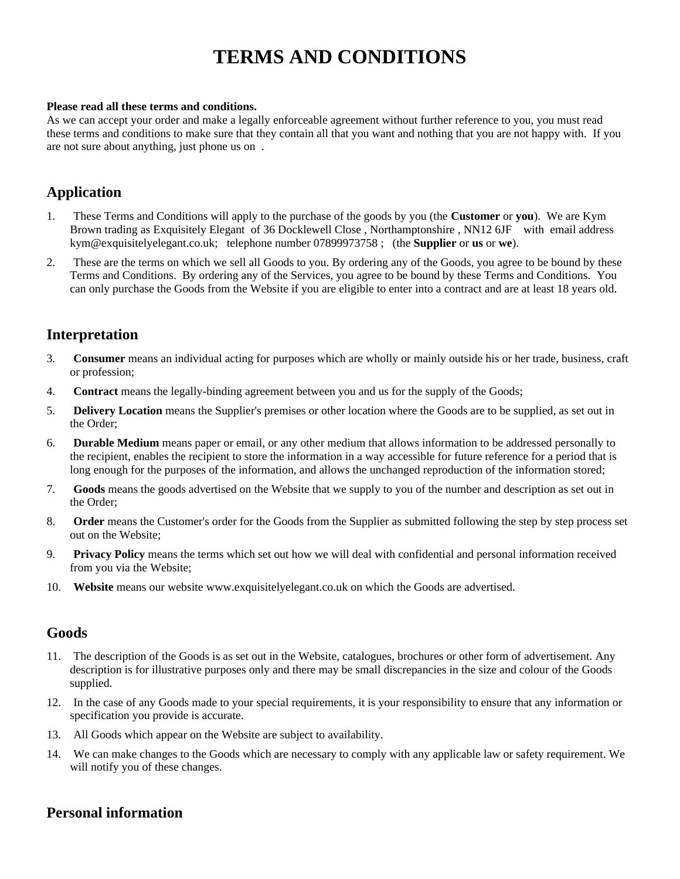# TERMS AND CONDITIONS

**Please read all these terms and conditions.**
As we can accept your order and make a legally enforceable agreement without further reference to you, you must read these terms and conditions to make sure that they contain all that you want and nothing that you are not happy with. If you are not sure about anything, just phone us on .

## Application

1. These Terms and Conditions will apply to the purchase of the goods by you (the **Customer** or **you**). We are Kym Brown trading as Exquisitely Elegant of 36 Docklewell Close , Northamptonshire , NN12 6JF with email address kym@exquisitelyelegant.co.uk; telephone number 07899973758 ; (the **Supplier** or **us** or **we**).
2. These are the terms on which we sell all Goods to you. By ordering any of the Goods, you agree to be bound by these Terms and Conditions. By ordering any of the Services, you agree to be bound by these Terms and Conditions. You can only purchase the Goods from the Website if you are eligible to enter into a contract and are at least 18 years old.

## Interpretation

3. **Consumer** means an individual acting for purposes which are wholly or mainly outside his or her trade, business, craft or profession;
4. **Contract** means the legally-binding agreement between you and us for the supply of the Goods;
5. **Delivery Location** means the Supplier's premises or other location where the Goods are to be supplied, as set out in the Order;
6. **Durable Medium** means paper or email, or any other medium that allows information to be addressed personally to the recipient, enables the recipient to store the information in a way accessible for future reference for a period that is long enough for the purposes of the information, and allows the unchanged reproduction of the information stored;
7. **Goods** means the goods advertised on the Website that we supply to you of the number and description as set out in the Order;
8. **Order** means the Customer's order for the Goods from the Supplier as submitted following the step by step process set out on the Website;
9. **Privacy Policy** means the terms which set out how we will deal with confidential and personal information received from you via the Website;
10. **Website** means our website www.exquisitelyelegant.co.uk on which the Goods are advertised.

## Goods

11. The description of the Goods is as set out in the Website, catalogues, brochures or other form of advertisement. Any description is for illustrative purposes only and there may be small discrepancies in the size and colour of the Goods supplied.
12. In the case of any Goods made to your special requirements, it is your responsibility to ensure that any information or specification you provide is accurate.
13. All Goods which appear on the Website are subject to availability.
14. We can make changes to the Goods which are necessary to comply with any applicable law or safety requirement. We will notify you of these changes.

## Personal information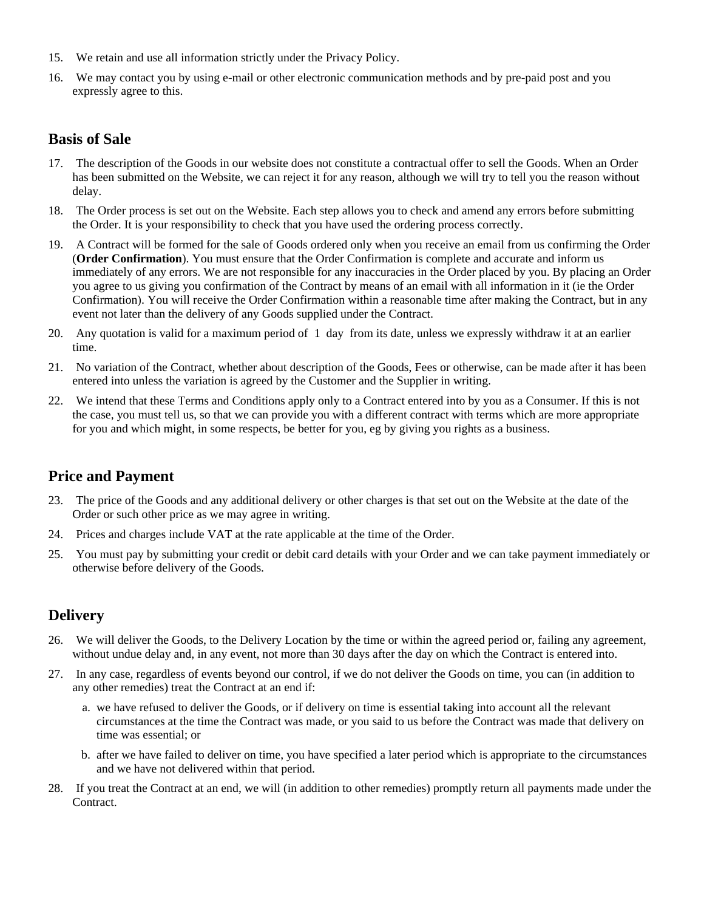15. We retain and use all information strictly under the Privacy Policy.
16. We may contact you by using e-mail or other electronic communication methods and by pre-paid post and you expressly agree to this.

## Basis of Sale

17. The description of the Goods in our website does not constitute a contractual offer to sell the Goods. When an Order has been submitted on the Website, we can reject it for any reason, although we will try to tell you the reason without delay.
18. The Order process is set out on the Website. Each step allows you to check and amend any errors before submitting the Order. It is your responsibility to check that you have used the ordering process correctly.
19. A Contract will be formed for the sale of Goods ordered only when you receive an email from us confirming the Order (**Order Confirmation**). You must ensure that the Order Confirmation is complete and accurate and inform us immediately of any errors. We are not responsible for any inaccuracies in the Order placed by you. By placing an Order you agree to us giving you confirmation of the Contract by means of an email with all information in it (ie the Order Confirmation). You will receive the Order Confirmation within a reasonable time after making the Contract, but in any event not later than the delivery of any Goods supplied under the Contract.
20. Any quotation is valid for a maximum period of 1 day from its date, unless we expressly withdraw it at an earlier time.
21. No variation of the Contract, whether about description of the Goods, Fees or otherwise, can be made after it has been entered into unless the variation is agreed by the Customer and the Supplier in writing.
22. We intend that these Terms and Conditions apply only to a Contract entered into by you as a Consumer. If this is not the case, you must tell us, so that we can provide you with a different contract with terms which are more appropriate for you and which might, in some respects, be better for you, eg by giving you rights as a business.

## Price and Payment

23. The price of the Goods and any additional delivery or other charges is that set out on the Website at the date of the Order or such other price as we may agree in writing.
24. Prices and charges include VAT at the rate applicable at the time of the Order.
25. You must pay by submitting your credit or debit card details with your Order and we can take payment immediately or otherwise before delivery of the Goods.

## Delivery

26. We will deliver the Goods, to the Delivery Location by the time or within the agreed period or, failing any agreement, without undue delay and, in any event, not more than 30 days after the day on which the Contract is entered into.
27. In any case, regardless of events beyond our control, if we do not deliver the Goods on time, you can (in addition to any other remedies) treat the Contract at an end if:
    a. we have refused to deliver the Goods, or if delivery on time is essential taking into account all the relevant circumstances at the time the Contract was made, or you said to us before the Contract was made that delivery on time was essential; or
    b. after we have failed to deliver on time, you have specified a later period which is appropriate to the circumstances and we have not delivered within that period.
28. If you treat the Contract at an end, we will (in addition to other remedies) promptly return all payments made under the Contract.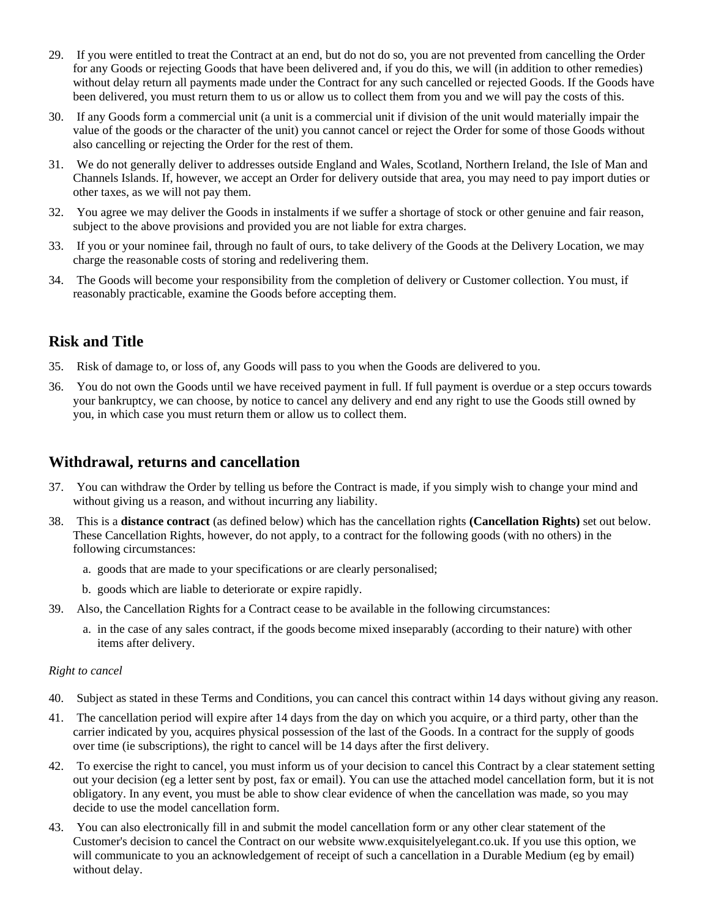29. If you were entitled to treat the Contract at an end, but do not do so, you are not prevented from cancelling the Order for any Goods or rejecting Goods that have been delivered and, if you do this, we will (in addition to other remedies) without delay return all payments made under the Contract for any such cancelled or rejected Goods. If the Goods have been delivered, you must return them to us or allow us to collect them from you and we will pay the costs of this.
30. If any Goods form a commercial unit (a unit is a commercial unit if division of the unit would materially impair the value of the goods or the character of the unit) you cannot cancel or reject the Order for some of those Goods without also cancelling or rejecting the Order for the rest of them.
31. We do not generally deliver to addresses outside England and Wales, Scotland, Northern Ireland, the Isle of Man and Channels Islands. If, however, we accept an Order for delivery outside that area, you may need to pay import duties or other taxes, as we will not pay them.
32. You agree we may deliver the Goods in instalments if we suffer a shortage of stock or other genuine and fair reason, subject to the above provisions and provided you are not liable for extra charges.
33. If you or your nominee fail, through no fault of ours, to take delivery of the Goods at the Delivery Location, we may charge the reasonable costs of storing and redelivering them.
34. The Goods will become your responsibility from the completion of delivery or Customer collection. You must, if reasonably practicable, examine the Goods before accepting them.

## Risk and Title

35. Risk of damage to, or loss of, any Goods will pass to you when the Goods are delivered to you.
36. You do not own the Goods until we have received payment in full. If full payment is overdue or a step occurs towards your bankruptcy, we can choose, by notice to cancel any delivery and end any right to use the Goods still owned by you, in which case you must return them or allow us to collect them.

## Withdrawal, returns and cancellation

37. You can withdraw the Order by telling us before the Contract is made, if you simply wish to change your mind and without giving us a reason, and without incurring any liability.
38. This is a **distance contract** (as defined below) which has the cancellation rights **(Cancellation Rights)** set out below. These Cancellation Rights, however, do not apply, to a contract for the following goods (with no others) in the following circumstances:
    a. goods that are made to your specifications or are clearly personalised;
    b. goods which are liable to deteriorate or expire rapidly.
39. Also, the Cancellation Rights for a Contract cease to be available in the following circumstances:
    a. in the case of any sales contract, if the goods become mixed inseparably (according to their nature) with other items after delivery.

*Right to cancel*

40. Subject as stated in these Terms and Conditions, you can cancel this contract within 14 days without giving any reason.
41. The cancellation period will expire after 14 days from the day on which you acquire, or a third party, other than the carrier indicated by you, acquires physical possession of the last of the Goods. In a contract for the supply of goods over time (ie subscriptions), the right to cancel will be 14 days after the first delivery.
42. To exercise the right to cancel, you must inform us of your decision to cancel this Contract by a clear statement setting out your decision (eg a letter sent by post, fax or email). You can use the attached model cancellation form, but it is not obligatory. In any event, you must be able to show clear evidence of when the cancellation was made, so you may decide to use the model cancellation form.
43. You can also electronically fill in and submit the model cancellation form or any other clear statement of the Customer's decision to cancel the Contract on our website www.exquisitelyelegant.co.uk. If you use this option, we will communicate to you an acknowledgement of receipt of such a cancellation in a Durable Medium (eg by email) without delay.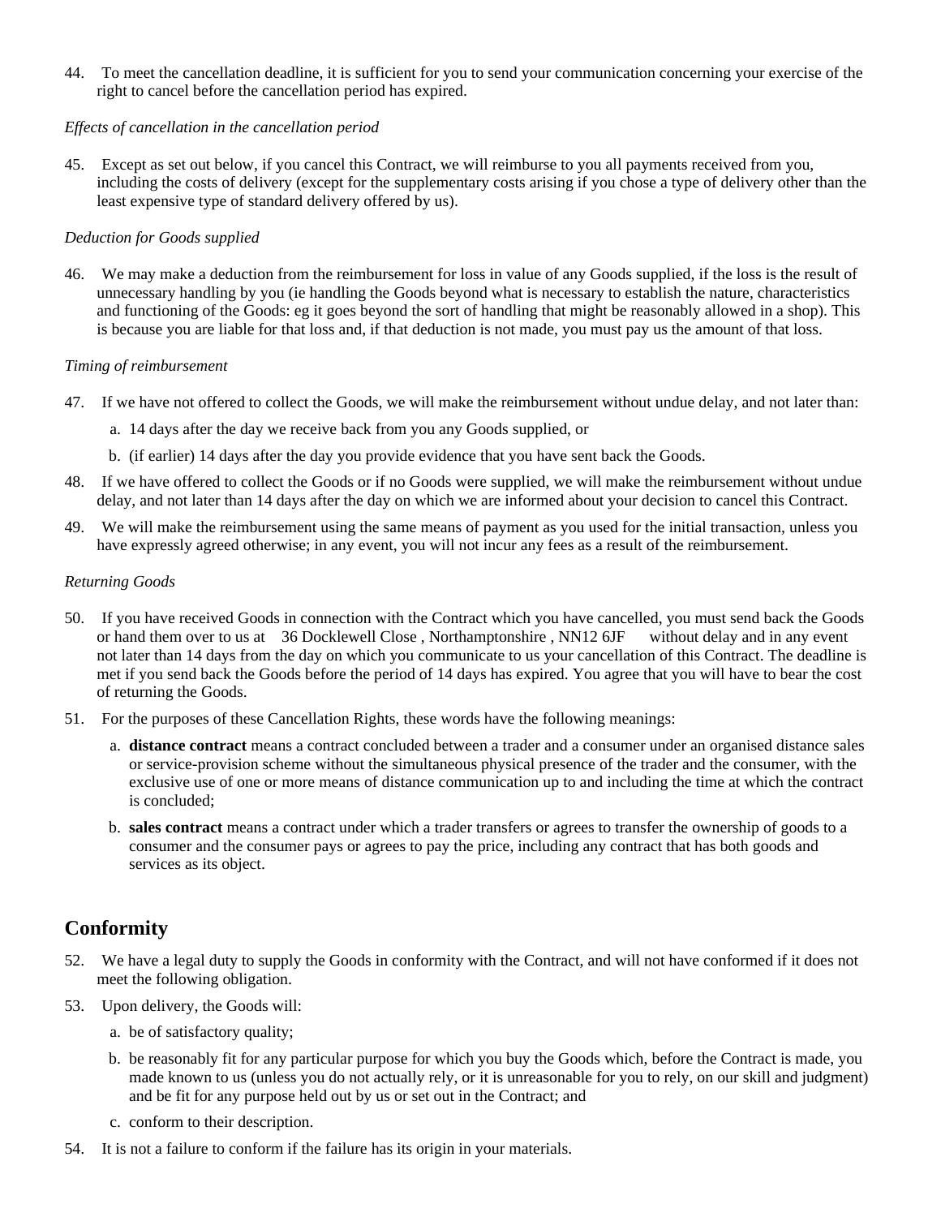44. To meet the cancellation deadline, it is sufficient for you to send your communication concerning your exercise of the right to cancel before the cancellation period has expired.

*Effects of cancellation in the cancellation period*

45. Except as set out below, if you cancel this Contract, we will reimburse to you all payments received from you, including the costs of delivery (except for the supplementary costs arising if you chose a type of delivery other than the least expensive type of standard delivery offered by us).

*Deduction for Goods supplied*

46. We may make a deduction from the reimbursement for loss in value of any Goods supplied, if the loss is the result of unnecessary handling by you (ie handling the Goods beyond what is necessary to establish the nature, characteristics and functioning of the Goods: eg it goes beyond the sort of handling that might be reasonably allowed in a shop). This is because you are liable for that loss and, if that deduction is not made, you must pay us the amount of that loss.

*Timing of reimbursement*

47. If we have not offered to collect the Goods, we will make the reimbursement without undue delay, and not later than:
    a. 14 days after the day we receive back from you any Goods supplied, or
    b. (if earlier) 14 days after the day you provide evidence that you have sent back the Goods.

48. If we have offered to collect the Goods or if no Goods were supplied, we will make the reimbursement without undue delay, and not later than 14 days after the day on which we are informed about your decision to cancel this Contract.

49. We will make the reimbursement using the same means of payment as you used for the initial transaction, unless you have expressly agreed otherwise; in any event, you will not incur any fees as a result of the reimbursement.

*Returning Goods*

50. If you have received Goods in connection with the Contract which you have cancelled, you must send back the Goods or hand them over to us at 36 Docklewell Close , Northamptonshire , NN12 6JF without delay and in any event not later than 14 days from the day on which you communicate to us your cancellation of this Contract. The deadline is met if you send back the Goods before the period of 14 days has expired. You agree that you will have to bear the cost of returning the Goods.

51. For the purposes of these Cancellation Rights, these words have the following meanings:
    a. **distance contract** means a contract concluded between a trader and a consumer under an organised distance sales or service-provision scheme without the simultaneous physical presence of the trader and the consumer, with the exclusive use of one or more means of distance communication up to and including the time at which the contract is concluded;
    b. **sales contract** means a contract under which a trader transfers or agrees to transfer the ownership of goods to a consumer and the consumer pays or agrees to pay the price, including any contract that has both goods and services as its object.

## Conformity

52. We have a legal duty to supply the Goods in conformity with the Contract, and will not have conformed if it does not meet the following obligation.

53. Upon delivery, the Goods will:
    a. be of satisfactory quality;
    b. be reasonably fit for any particular purpose for which you buy the Goods which, before the Contract is made, you made known to us (unless you do not actually rely, or it is unreasonable for you to rely, on our skill and judgment) and be fit for any purpose held out by us or set out in the Contract; and
    c. conform to their description.

54. It is not a failure to conform if the failure has its origin in your materials.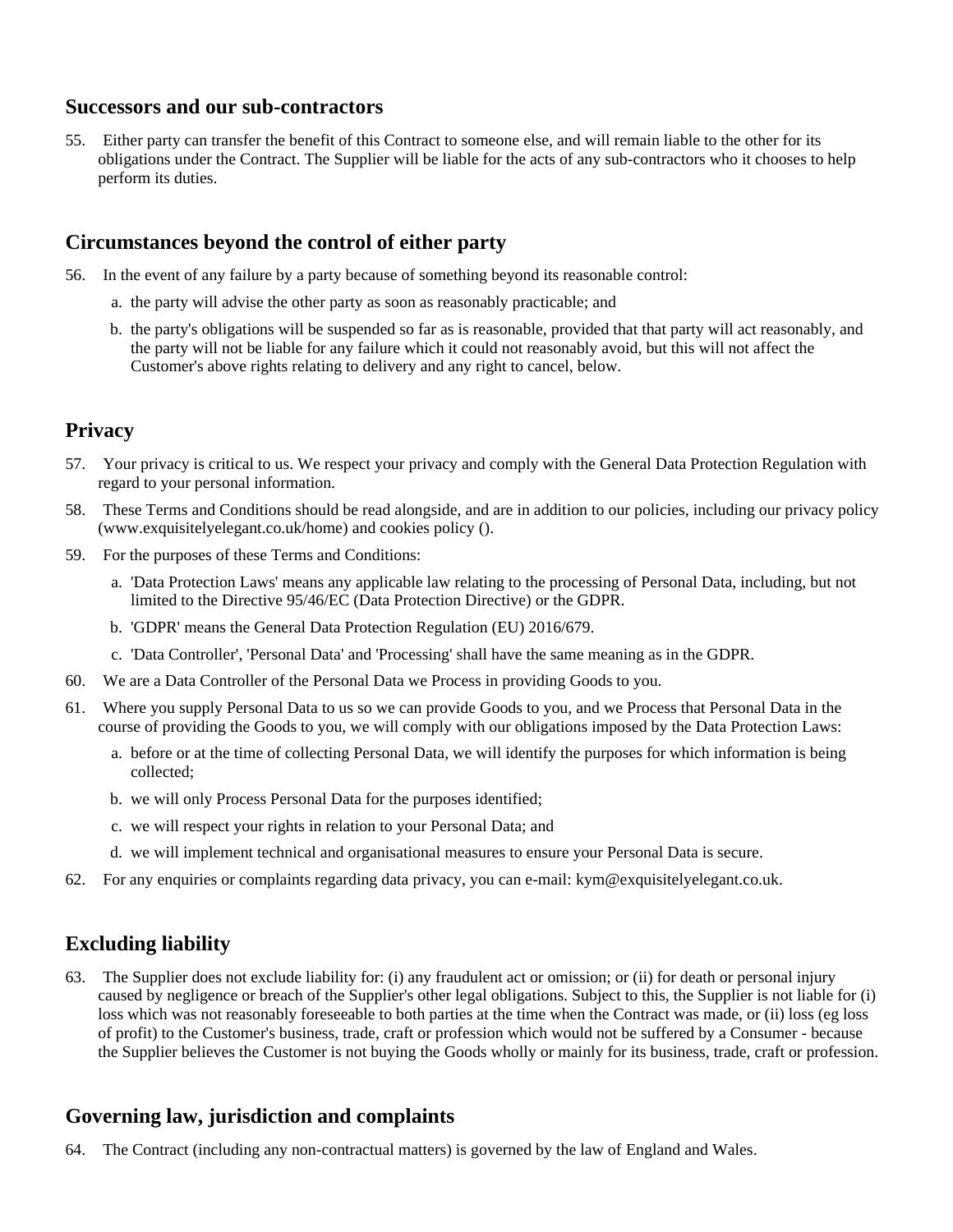## Successors and our sub-contractors

55. Either party can transfer the benefit of this Contract to someone else, and will remain liable to the other for its obligations under the Contract. The Supplier will be liable for the acts of any sub-contractors who it chooses to help perform its duties.

## Circumstances beyond the control of either party

56. In the event of any failure by a party because of something beyond its reasonable control:
    a. the party will advise the other party as soon as reasonably practicable; and
    b. the party's obligations will be suspended so far as is reasonable, provided that that party will act reasonably, and the party will not be liable for any failure which it could not reasonably avoid, but this will not affect the Customer's above rights relating to delivery and any right to cancel, below.

## Privacy

57. Your privacy is critical to us. We respect your privacy and comply with the General Data Protection Regulation with regard to your personal information.
58. These Terms and Conditions should be read alongside, and are in addition to our policies, including our privacy policy (www.exquisitelyelegant.co.uk/home) and cookies policy ().
59. For the purposes of these Terms and Conditions:
    a. 'Data Protection Laws' means any applicable law relating to the processing of Personal Data, including, but not limited to the Directive 95/46/EC (Data Protection Directive) or the GDPR.
    b. 'GDPR' means the General Data Protection Regulation (EU) 2016/679.
    c. 'Data Controller', 'Personal Data' and 'Processing' shall have the same meaning as in the GDPR.
60. We are a Data Controller of the Personal Data we Process in providing Goods to you.
61. Where you supply Personal Data to us so we can provide Goods to you, and we Process that Personal Data in the course of providing the Goods to you, we will comply with our obligations imposed by the Data Protection Laws:
    a. before or at the time of collecting Personal Data, we will identify the purposes for which information is being collected;
    b. we will only Process Personal Data for the purposes identified;
    c. we will respect your rights in relation to your Personal Data; and
    d. we will implement technical and organisational measures to ensure your Personal Data is secure.
62. For any enquiries or complaints regarding data privacy, you can e-mail: kym@exquisitelyelegant.co.uk.

## Excluding liability

63. The Supplier does not exclude liability for: (i) any fraudulent act or omission; or (ii) for death or personal injury caused by negligence or breach of the Supplier's other legal obligations. Subject to this, the Supplier is not liable for (i) loss which was not reasonably foreseeable to both parties at the time when the Contract was made, or (ii) loss (eg loss of profit) to the Customer's business, trade, craft or profession which would not be suffered by a Consumer - because the Supplier believes the Customer is not buying the Goods wholly or mainly for its business, trade, craft or profession.

## Governing law, jurisdiction and complaints

64. The Contract (including any non-contractual matters) is governed by the law of England and Wales.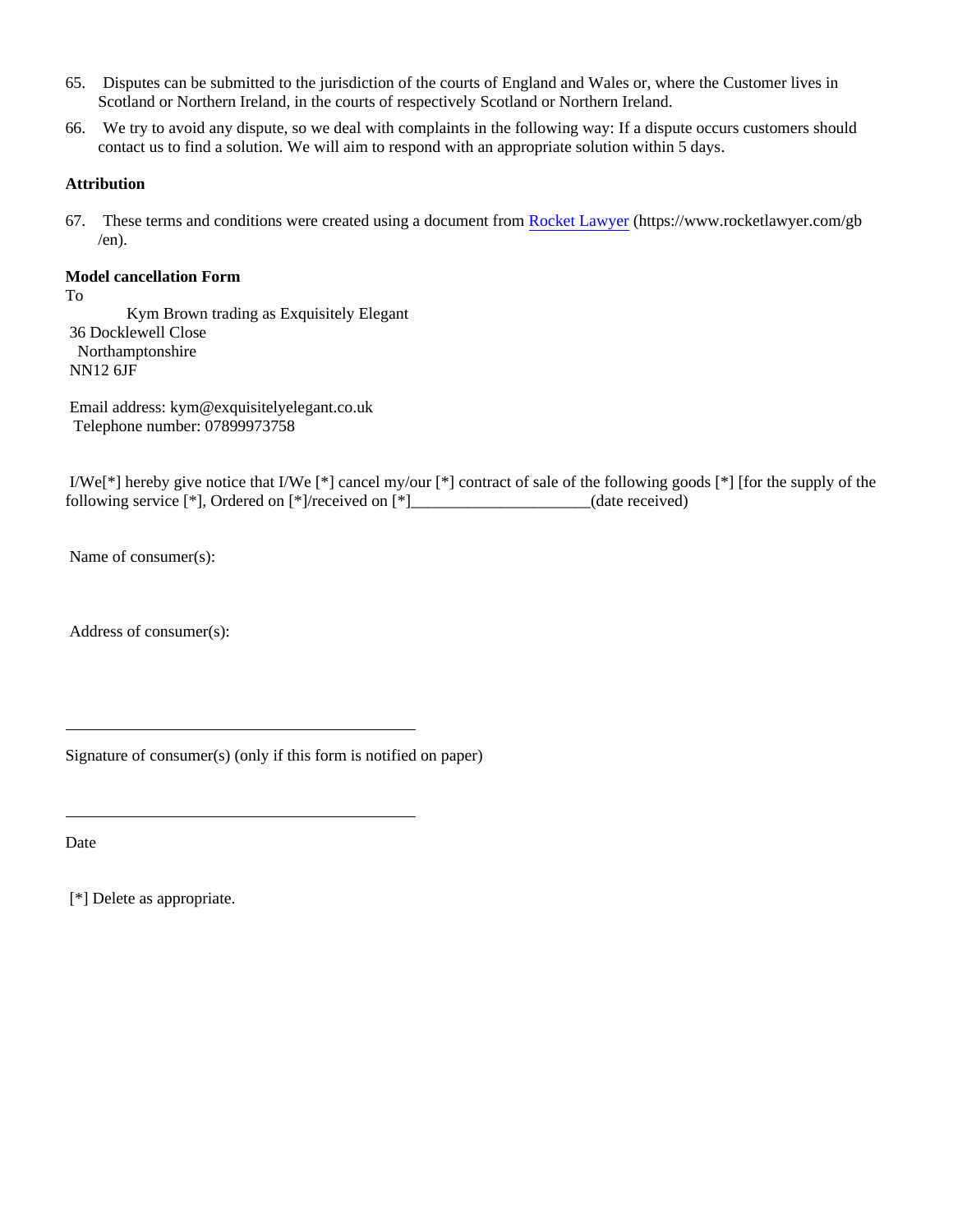65. Disputes can be submitted to the jurisdiction of the courts of England and Wales or, where the Customer lives in Scotland or Northern Ireland, in the courts of respectively Scotland or Northern Ireland.

66. We try to avoid any dispute, so we deal with complaints in the following way: If a dispute occurs customers should contact us to find a solution. We will aim to respond with an appropriate solution within 5 days.

**Attribution**

67. These terms and conditions were created using a document from [Rocket Lawyer](https://www.rocketlawyer.com/gb/en) (https://www.rocketlawyer.com/gb/en).

**Model cancellation Form**

To

Kym Brown trading as Exquisitely Elegant
36 Docklewell Close
Northamptonshire
NN12 6JF

Email address: kym@exquisitelyelegant.co.uk
Telephone number: 07899973758

I/We[*] hereby give notice that I/We [*] cancel my/our [*] contract of sale of the following goods [*] [for the supply of the following service [*], Ordered on [*]/received on [*]______________________(date received)

Name of consumer(s):

Address of consumer(s):

_____________________________________________

Signature of consumer(s) (only if this form is notified on paper)

_____________________________________________

Date

[*] Delete as appropriate.